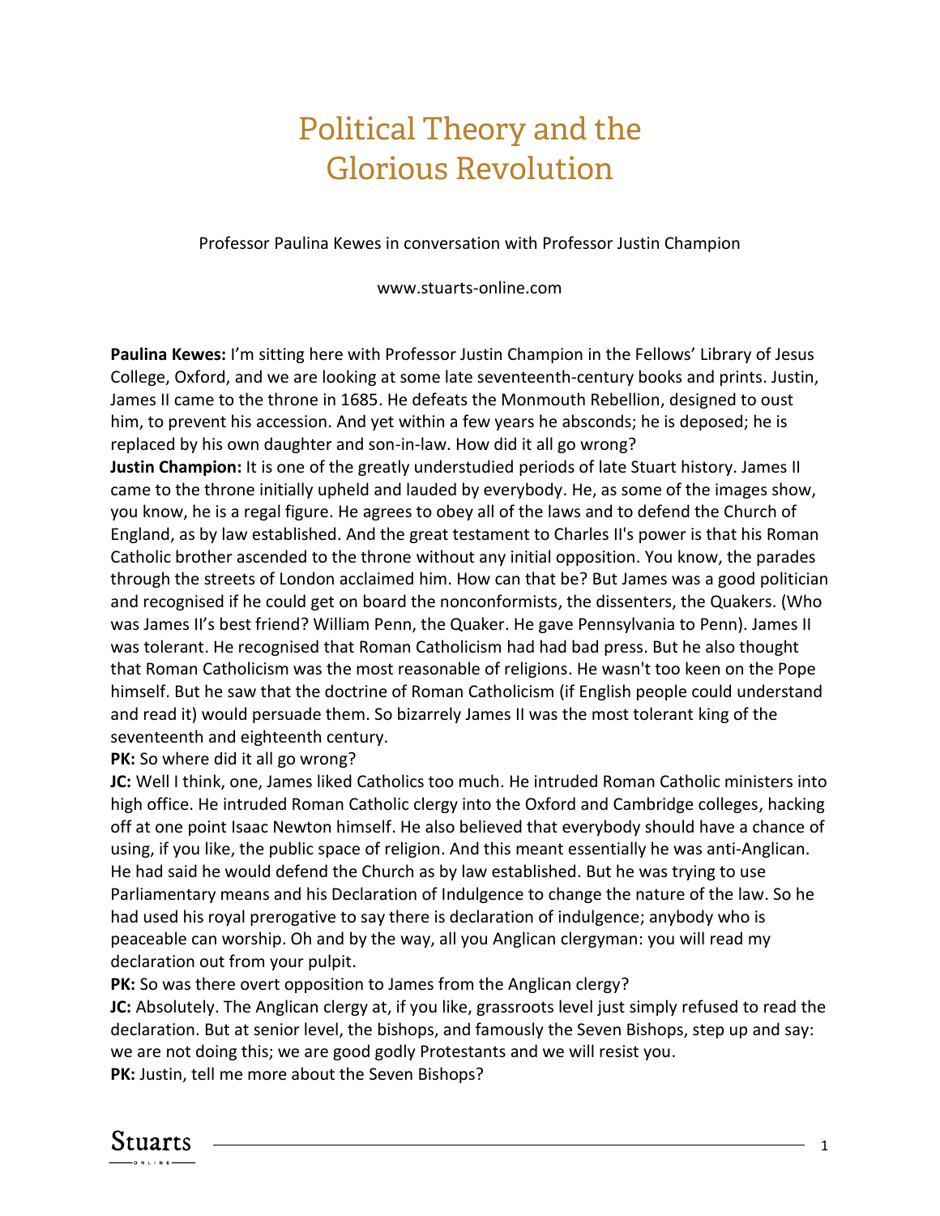# Political Theory and the Glorious Revolution

Professor Paulina Kewes in conversation with Professor Justin Champion

www.stuarts-online.com

**Paulina Kewes:** I'm sitting here with Professor Justin Champion in the Fellows' Library of Jesus College, Oxford, and we are looking at some late seventeenth-century books and prints. Justin, James II came to the throne in 1685. He defeats the Monmouth Rebellion, designed to oust him, to prevent his accession. And yet within a few years he absconds; he is deposed; he is replaced by his own daughter and son-in-law. How did it all go wrong?

**Justin Champion:** It is one of the greatly understudied periods of late Stuart history. James II came to the throne initially upheld and lauded by everybody. He, as some of the images show, you know, he is a regal figure. He agrees to obey all of the laws and to defend the Church of England, as by law established. And the great testament to Charles II's power is that his Roman Catholic brother ascended to the throne without any initial opposition. You know, the parades through the streets of London acclaimed him. How can that be? But James was a good politician and recognised if he could get on board the nonconformists, the dissenters, the Quakers. (Who was James II's best friend? William Penn, the Quaker. He gave Pennsylvania to Penn). James II was tolerant. He recognised that Roman Catholicism had had bad press. But he also thought that Roman Catholicism was the most reasonable of religions. He wasn't too keen on the Pope himself. But he saw that the doctrine of Roman Catholicism (if English people could understand and read it) would persuade them. So bizarrely James II was the most tolerant king of the seventeenth and eighteenth century.

**PK:** So where did it all go wrong?

**JC:** Well I think, one, James liked Catholics too much. He intruded Roman Catholic ministers into high office. He intruded Roman Catholic clergy into the Oxford and Cambridge colleges, hacking off at one point Isaac Newton himself. He also believed that everybody should have a chance of using, if you like, the public space of religion. And this meant essentially he was anti-Anglican. He had said he would defend the Church as by law established. But he was trying to use Parliamentary means and his Declaration of Indulgence to change the nature of the law. So he had used his royal prerogative to say there is declaration of indulgence; anybody who is peaceable can worship. Oh and by the way, all you Anglican clergyman: you will read my declaration out from your pulpit.

**PK:** So was there overt opposition to James from the Anglican clergy?

**JC:** Absolutely. The Anglican clergy at, if you like, grassroots level just simply refused to read the declaration. But at senior level, the bishops, and famously the Seven Bishops, step up and say: we are not doing this; we are good godly Protestants and we will resist you.

**PK:** Justin, tell me more about the Seven Bishops?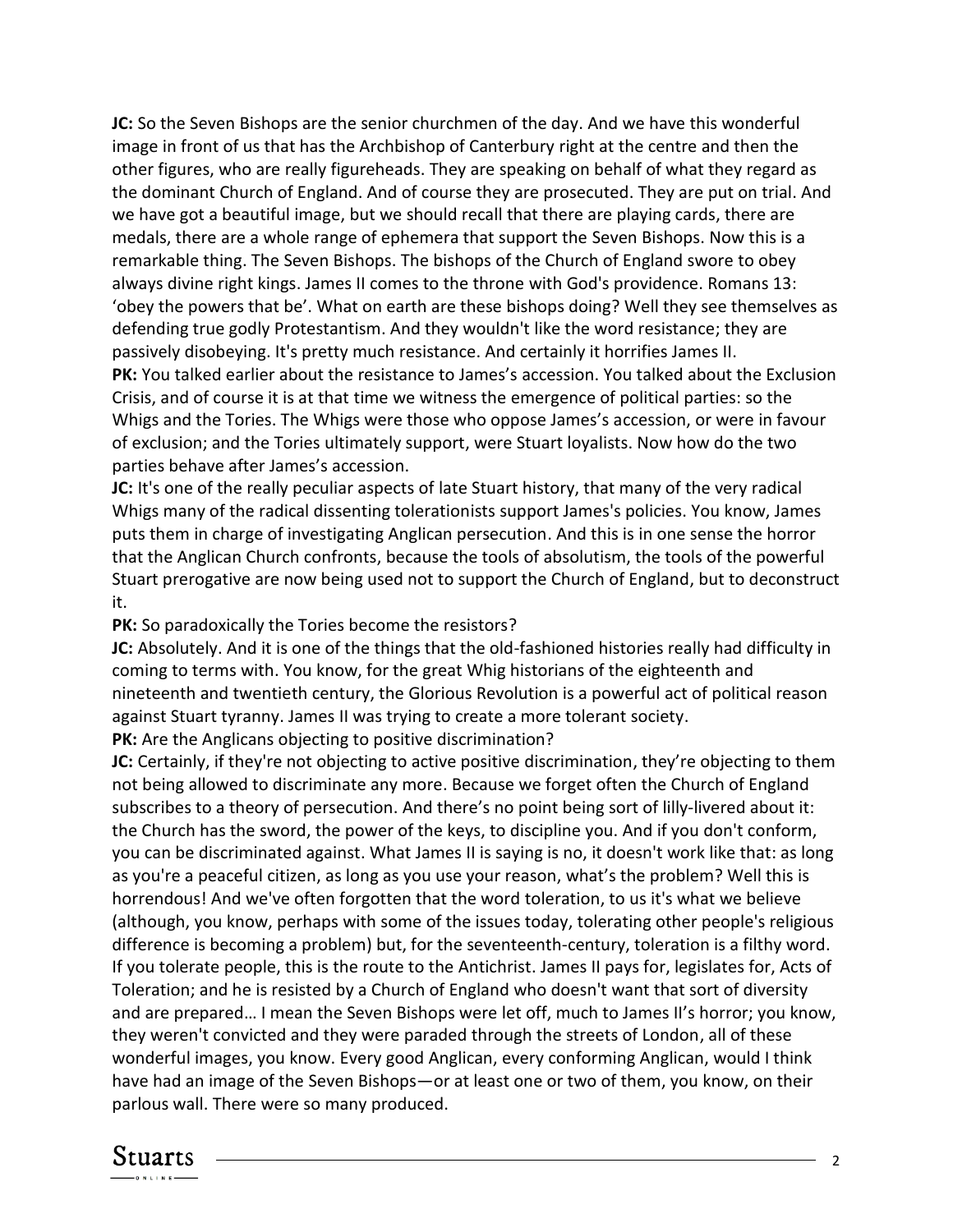**JC:** So the Seven Bishops are the senior churchmen of the day. And we have this wonderful image in front of us that has the Archbishop of Canterbury right at the centre and then the other figures, who are really figureheads. They are speaking on behalf of what they regard as the dominant Church of England. And of course they are prosecuted. They are put on trial. And we have got a beautiful image, but we should recall that there are playing cards, there are medals, there are a whole range of ephemera that support the Seven Bishops. Now this is a remarkable thing. The Seven Bishops. The bishops of the Church of England swore to obey always divine right kings. James II comes to the throne with God's providence. Romans 13: 'obey the powers that be'. What on earth are these bishops doing? Well they see themselves as defending true godly Protestantism. And they wouldn't like the word resistance; they are passively disobeying. It's pretty much resistance. And certainly it horrifies James II.

**PK:** You talked earlier about the resistance to James's accession. You talked about the Exclusion Crisis, and of course it is at that time we witness the emergence of political parties: so the Whigs and the Tories. The Whigs were those who oppose James's accession, or were in favour of exclusion; and the Tories ultimately support, were Stuart loyalists. Now how do the two parties behave after James's accession.

**JC:** It's one of the really peculiar aspects of late Stuart history, that many of the very radical Whigs many of the radical dissenting tolerationists support James's policies. You know, James puts them in charge of investigating Anglican persecution. And this is in one sense the horror that the Anglican Church confronts, because the tools of absolutism, the tools of the powerful Stuart prerogative are now being used not to support the Church of England, but to deconstruct it.

**PK:** So paradoxically the Tories become the resistors?

**JC:** Absolutely. And it is one of the things that the old-fashioned histories really had difficulty in coming to terms with. You know, for the great Whig historians of the eighteenth and nineteenth and twentieth century, the Glorious Revolution is a powerful act of political reason against Stuart tyranny. James II was trying to create a more tolerant society.

**PK:** Are the Anglicans objecting to positive discrimination?

**JC:** Certainly, if they're not objecting to active positive discrimination, they're objecting to them not being allowed to discriminate any more. Because we forget often the Church of England subscribes to a theory of persecution. And there's no point being sort of lilly-livered about it: the Church has the sword, the power of the keys, to discipline you. And if you don't conform, you can be discriminated against. What James II is saying is no, it doesn't work like that: as long as you're a peaceful citizen, as long as you use your reason, what's the problem? Well this is horrendous! And we've often forgotten that the word toleration, to us it's what we believe (although, you know, perhaps with some of the issues today, tolerating other people's religious difference is becoming a problem) but, for the seventeenth-century, toleration is a filthy word. If you tolerate people, this is the route to the Antichrist. James II pays for, legislates for, Acts of Toleration; and he is resisted by a Church of England who doesn't want that sort of diversity and are prepared… I mean the Seven Bishops were let off, much to James II's horror; you know, they weren't convicted and they were paraded through the streets of London, all of these wonderful images, you know. Every good Anglican, every conforming Anglican, would I think have had an image of the Seven Bishops—or at least one or two of them, you know, on their parlous wall. There were so many produced.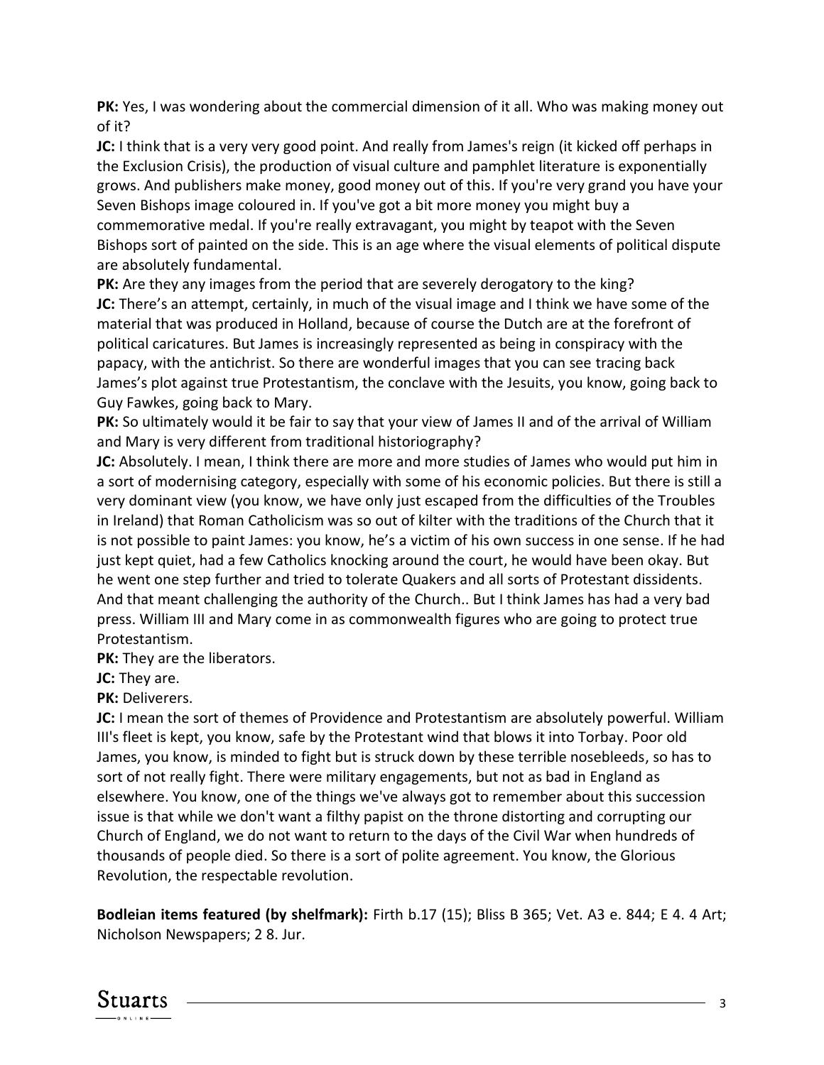**PK:** Yes, I was wondering about the commercial dimension of it all. Who was making money out of it?

**JC:** I think that is a very very good point. And really from James's reign (it kicked off perhaps in the Exclusion Crisis), the production of visual culture and pamphlet literature is exponentially grows. And publishers make money, good money out of this. If you're very grand you have your Seven Bishops image coloured in. If you've got a bit more money you might buy a commemorative medal. If you're really extravagant, you might by teapot with the Seven Bishops sort of painted on the side. This is an age where the visual elements of political dispute are absolutely fundamental.

**PK:** Are they any images from the period that are severely derogatory to the king?

**JC:** There's an attempt, certainly, in much of the visual image and I think we have some of the material that was produced in Holland, because of course the Dutch are at the forefront of political caricatures. But James is increasingly represented as being in conspiracy with the papacy, with the antichrist. So there are wonderful images that you can see tracing back James's plot against true Protestantism, the conclave with the Jesuits, you know, going back to Guy Fawkes, going back to Mary.

**PK:** So ultimately would it be fair to say that your view of James II and of the arrival of William and Mary is very different from traditional historiography?

**JC:** Absolutely. I mean, I think there are more and more studies of James who would put him in a sort of modernising category, especially with some of his economic policies. But there is still a very dominant view (you know, we have only just escaped from the difficulties of the Troubles in Ireland) that Roman Catholicism was so out of kilter with the traditions of the Church that it is not possible to paint James: you know, he's a victim of his own success in one sense. If he had just kept quiet, had a few Catholics knocking around the court, he would have been okay. But he went one step further and tried to tolerate Quakers and all sorts of Protestant dissidents. And that meant challenging the authority of the Church.. But I think James has had a very bad press. William III and Mary come in as commonwealth figures who are going to protect true Protestantism.

**PK:** They are the liberators.

**JC:** They are.

**PK:** Deliverers.

**JC:** I mean the sort of themes of Providence and Protestantism are absolutely powerful. William III's fleet is kept, you know, safe by the Protestant wind that blows it into Torbay. Poor old James, you know, is minded to fight but is struck down by these terrible nosebleeds, so has to sort of not really fight. There were military engagements, but not as bad in England as elsewhere. You know, one of the things we've always got to remember about this succession issue is that while we don't want a filthy papist on the throne distorting and corrupting our Church of England, we do not want to return to the days of the Civil War when hundreds of thousands of people died. So there is a sort of polite agreement. You know, the Glorious Revolution, the respectable revolution.

**Bodleian items featured (by shelfmark):** Firth b.17 (15); Bliss B 365; Vet. A3 e. 844; E 4. 4 Art; Nicholson Newspapers; 2 8. Jur.